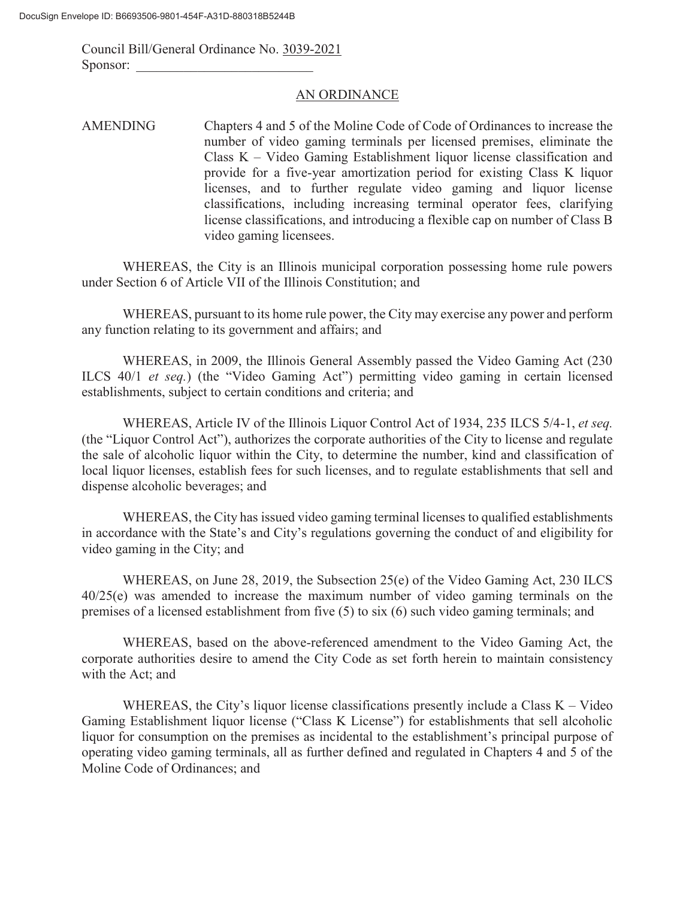Council Bill/General Ordinance No. 3039-2021
Sponsor: ___________________________

## AN ORDINANCE

AMENDING Chapters 4 and 5 of the Moline Code of Code of Ordinances to increase the number of video gaming terminals per licensed premises, eliminate the Class K – Video Gaming Establishment liquor license classification and provide for a five-year amortization period for existing Class K liquor licenses, and to further regulate video gaming and liquor license classifications, including increasing terminal operator fees, clarifying license classifications, and introducing a flexible cap on number of Class B video gaming licensees.

WHEREAS, the City is an Illinois municipal corporation possessing home rule powers under Section 6 of Article VII of the Illinois Constitution; and

WHEREAS, pursuant to its home rule power, the City may exercise any power and perform any function relating to its government and affairs; and

WHEREAS, in 2009, the Illinois General Assembly passed the Video Gaming Act (230 ILCS 40/1 *et seq.*) (the "Video Gaming Act") permitting video gaming in certain licensed establishments, subject to certain conditions and criteria; and

WHEREAS, Article IV of the Illinois Liquor Control Act of 1934, 235 ILCS 5/4-1, *et seq.* (the "Liquor Control Act"), authorizes the corporate authorities of the City to license and regulate the sale of alcoholic liquor within the City, to determine the number, kind and classification of local liquor licenses, establish fees for such licenses, and to regulate establishments that sell and dispense alcoholic beverages; and

WHEREAS, the City has issued video gaming terminal licenses to qualified establishments in accordance with the State's and City's regulations governing the conduct of and eligibility for video gaming in the City; and

WHEREAS, on June 28, 2019, the Subsection 25(e) of the Video Gaming Act, 230 ILCS 40/25(e) was amended to increase the maximum number of video gaming terminals on the premises of a licensed establishment from five (5) to six (6) such video gaming terminals; and

WHEREAS, based on the above-referenced amendment to the Video Gaming Act, the corporate authorities desire to amend the City Code as set forth herein to maintain consistency with the Act; and

WHEREAS, the City's liquor license classifications presently include a Class K – Video Gaming Establishment liquor license ("Class K License") for establishments that sell alcoholic liquor for consumption on the premises as incidental to the establishment's principal purpose of operating video gaming terminals, all as further defined and regulated in Chapters 4 and 5 of the Moline Code of Ordinances; and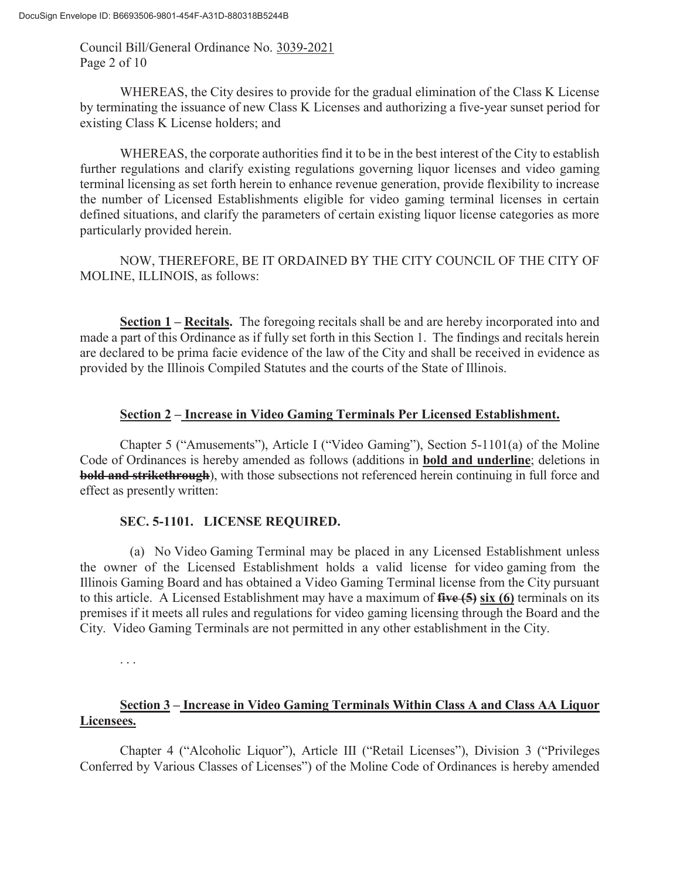WHEREAS, the City desires to provide for the gradual elimination of the Class K License by terminating the issuance of new Class K Licenses and authorizing a five-year sunset period for existing Class K License holders; and

WHEREAS, the corporate authorities find it to be in the best interest of the City to establish further regulations and clarify existing regulations governing liquor licenses and video gaming terminal licensing as set forth herein to enhance revenue generation, provide flexibility to increase the number of Licensed Establishments eligible for video gaming terminal licenses in certain defined situations, and clarify the parameters of certain existing liquor license categories as more particularly provided herein.

NOW, THEREFORE, BE IT ORDAINED BY THE CITY COUNCIL OF THE CITY OF MOLINE, ILLINOIS, as follows:

**<u>Section 1</u> – <u>Recitals</u>.** The foregoing recitals shall be and are hereby incorporated into and made a part of this Ordinance as if fully set forth in this Section 1. The findings and recitals herein are declared to be prima facie evidence of the law of the City and shall be received in evidence as provided by the Illinois Compiled Statutes and the courts of the State of Illinois.

**<u>Section 2</u> – <u>Increase in Video Gaming Terminals Per Licensed Establishment.</u>**

Chapter 5 ("Amusements"), Article I ("Video Gaming"), Section 5-1101(a) of the Moline Code of Ordinances is hereby amended as follows (additions in **<u>bold and underline</u>**; deletions in **~~bold and strikethrough~~**), with those subsections not referenced herein continuing in full force and effect as presently written:

**SEC. 5-1101. LICENSE REQUIRED.**

(a) No Video Gaming Terminal may be placed in any Licensed Establishment unless the owner of the Licensed Establishment holds a valid license for video gaming from the Illinois Gaming Board and has obtained a Video Gaming Terminal license from the City pursuant to this article. A Licensed Establishment may have a maximum of **~~five (5)~~** **<u>six (6)</u>** terminals on its premises if it meets all rules and regulations for video gaming licensing through the Board and the City. Video Gaming Terminals are not permitted in any other establishment in the City.

. . .

**<u>Section 3</u> – <u>Increase in Video Gaming Terminals Within Class A and Class AA Liquor Licensees.</u>**

Chapter 4 ("Alcoholic Liquor"), Article III ("Retail Licenses"), Division 3 ("Privileges Conferred by Various Classes of Licenses") of the Moline Code of Ordinances is hereby amended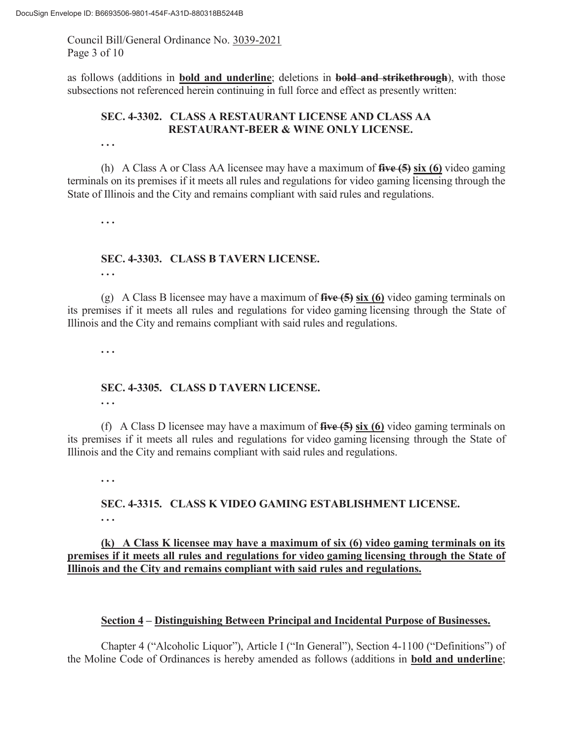as follows (additions in **<u>bold and underline</u>**; deletions in **~~bold and strikethrough~~**), with those subsections not referenced herein continuing in full force and effect as presently written:

**SEC. 4-3302. CLASS A RESTAURANT LICENSE AND CLASS AA RESTAURANT-BEER & WINE ONLY LICENSE.**

. . .

(h) A Class A or Class AA licensee may have a maximum of **~~five (5)~~** **<u>six (6)</u>** video gaming terminals on its premises if it meets all rules and regulations for video gaming licensing through the State of Illinois and the City and remains compliant with said rules and regulations.

. . .

**SEC. 4-3303. CLASS B TAVERN LICENSE.**

. . .

(g) A Class B licensee may have a maximum of **~~five (5)~~** **<u>six (6)</u>** video gaming terminals on its premises if it meets all rules and regulations for video gaming licensing through the State of Illinois and the City and remains compliant with said rules and regulations.

. . .

**SEC. 4-3305. CLASS D TAVERN LICENSE.**

. . .

(f) A Class D licensee may have a maximum of **~~five (5)~~** **<u>six (6)</u>** video gaming terminals on its premises if it meets all rules and regulations for video gaming licensing through the State of Illinois and the City and remains compliant with said rules and regulations.

. . .

**SEC. 4-3315. CLASS K VIDEO GAMING ESTABLISHMENT LICENSE.**

. . .

**<u>(k) A Class K licensee may have a maximum of six (6) video gaming terminals on its premises if it meets all rules and regulations for video gaming licensing through the State of Illinois and the City and remains compliant with said rules and regulations.</u>**

**<u>Section 4</u> – <u>Distinguishing Between Principal and Incidental Purpose of Businesses.</u>**

Chapter 4 ("Alcoholic Liquor"), Article I ("In General"), Section 4-1100 ("Definitions") of the Moline Code of Ordinances is hereby amended as follows (additions in **<u>bold and underline</u>**;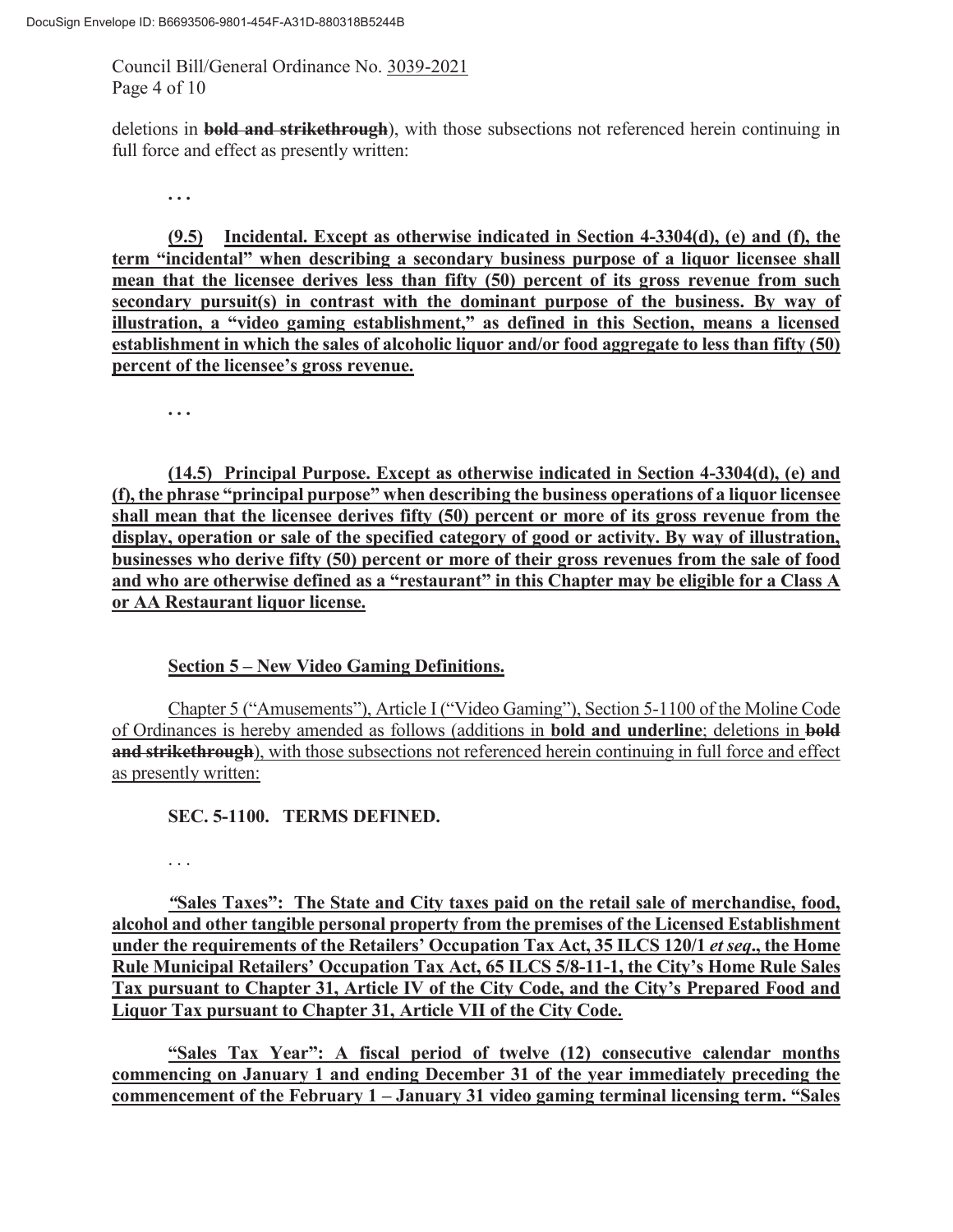deletions in ~~**bold and strikethrough**~~), with those subsections not referenced herein continuing in full force and effect as presently written:

. . .

<u>**(9.5) Incidental. Except as otherwise indicated in Section 4-3304(d), (e) and (f), the term "incidental" when describing a secondary business purpose of a liquor licensee shall mean that the licensee derives less than fifty (50) percent of its gross revenue from such secondary pursuit(s) in contrast with the dominant purpose of the business. By way of illustration, a "video gaming establishment," as defined in this Section, means a licensed establishment in which the sales of alcoholic liquor and/or food aggregate to less than fifty (50) percent of the licensee's gross revenue.**</u>

. . .

<u>**(14.5) Principal Purpose. Except as otherwise indicated in Section 4-3304(d), (e) and (f), the phrase "principal purpose" when describing the business operations of a liquor licensee shall mean that the licensee derives fifty (50) percent or more of its gross revenue from the display, operation or sale of the specified category of good or activity. By way of illustration, businesses who derive fifty (50) percent or more of their gross revenues from the sale of food and who are otherwise defined as a "restaurant" in this Chapter may be eligible for a Class A or AA Restaurant liquor license.**</u>

<u>**Section 5 – New Video Gaming Definitions.**</u>

<u>Chapter 5 ("Amusements"), Article I ("Video Gaming"), Section 5-1100 of the Moline Code of Ordinances is hereby amended as follows (additions in **bold and underline**; deletions in ~~**bold and strikethrough**~~), with those subsections not referenced herein continuing in full force and effect as presently written:</u>

**SEC. 5-1100. TERMS DEFINED.**

. . .

<u>**"Sales Taxes": The State and City taxes paid on the retail sale of merchandise, food, alcohol and other tangible personal property from the premises of the Licensed Establishment under the requirements of the Retailers' Occupation Tax Act, 35 ILCS 120/1 *et seq*., the Home Rule Municipal Retailers' Occupation Tax Act, 65 ILCS 5/8-11-1, the City's Home Rule Sales Tax pursuant to Chapter 31, Article IV of the City Code, and the City's Prepared Food and Liquor Tax pursuant to Chapter 31, Article VII of the City Code.**</u>

<u>**"Sales Tax Year": A fiscal period of twelve (12) consecutive calendar months commencing on January 1 and ending December 31 of the year immediately preceding the commencement of the February 1 – January 31 video gaming terminal licensing term. "Sales**</u>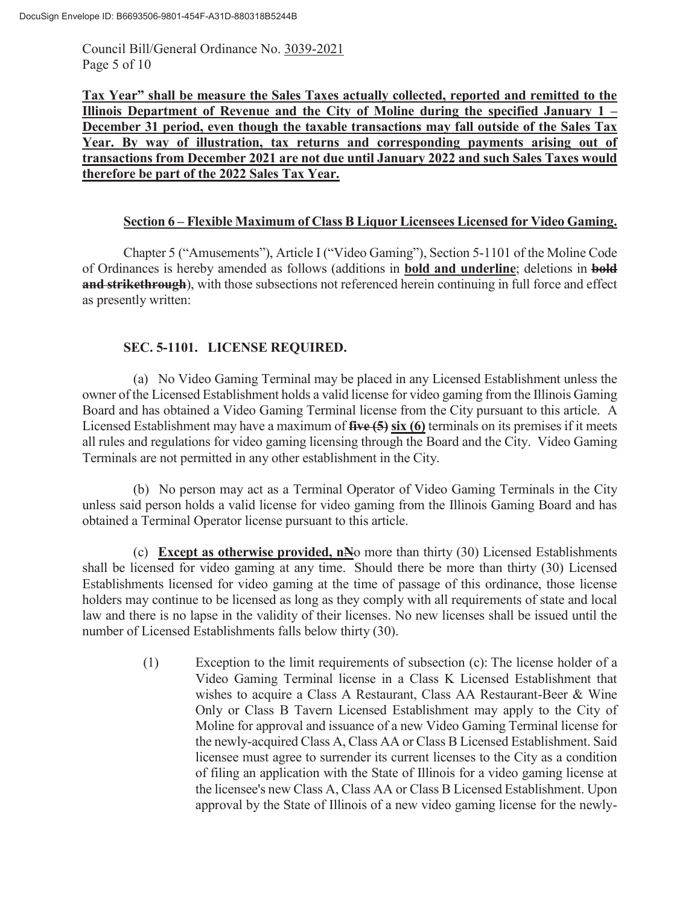**Tax Year" shall be measure the Sales Taxes actually collected, reported and remitted to the Illinois Department of Revenue and the City of Moline during the specified January 1 – December 31 period, even though the taxable transactions may fall outside of the Sales Tax Year. By way of illustration, tax returns and corresponding payments arising out of transactions from December 2021 are not due until January 2022 and such Sales Taxes would therefore be part of the 2022 Sales Tax Year.**

**Section 6 – Flexible Maximum of Class B Liquor Licensees Licensed for Video Gaming.**

Chapter 5 ("Amusements"), Article I ("Video Gaming"), Section 5-1101 of the Moline Code of Ordinances is hereby amended as follows (additions in **bold and underline**; deletions in ~~**bold and strikethrough**~~), with those subsections not referenced herein continuing in full force and effect as presently written:

**SEC. 5-1101. LICENSE REQUIRED.**

(a) No Video Gaming Terminal may be placed in any Licensed Establishment unless the owner of the Licensed Establishment holds a valid license for video gaming from the Illinois Gaming Board and has obtained a Video Gaming Terminal license from the City pursuant to this article. A Licensed Establishment may have a maximum of ~~**five (5)**~~ **six (6)** terminals on its premises if it meets all rules and regulations for video gaming licensing through the Board and the City. Video Gaming Terminals are not permitted in any other establishment in the City.

(b) No person may act as a Terminal Operator of Video Gaming Terminals in the City unless said person holds a valid license for video gaming from the Illinois Gaming Board and has obtained a Terminal Operator license pursuant to this article.

(c) **Except as otherwise provided, n**~~N~~o more than thirty (30) Licensed Establishments shall be licensed for video gaming at any time. Should there be more than thirty (30) Licensed Establishments licensed for video gaming at the time of passage of this ordinance, those license holders may continue to be licensed as long as they comply with all requirements of state and local law and there is no lapse in the validity of their licenses. No new licenses shall be issued until the number of Licensed Establishments falls below thirty (30).

(1) Exception to the limit requirements of subsection (c): The license holder of a Video Gaming Terminal license in a Class K Licensed Establishment that wishes to acquire a Class A Restaurant, Class AA Restaurant-Beer & Wine Only or Class B Tavern Licensed Establishment may apply to the City of Moline for approval and issuance of a new Video Gaming Terminal license for the newly-acquired Class A, Class AA or Class B Licensed Establishment. Said licensee must agree to surrender its current licenses to the City as a condition of filing an application with the State of Illinois for a video gaming license at the licensee's new Class A, Class AA or Class B Licensed Establishment. Upon approval by the State of Illinois of a new video gaming license for the newly-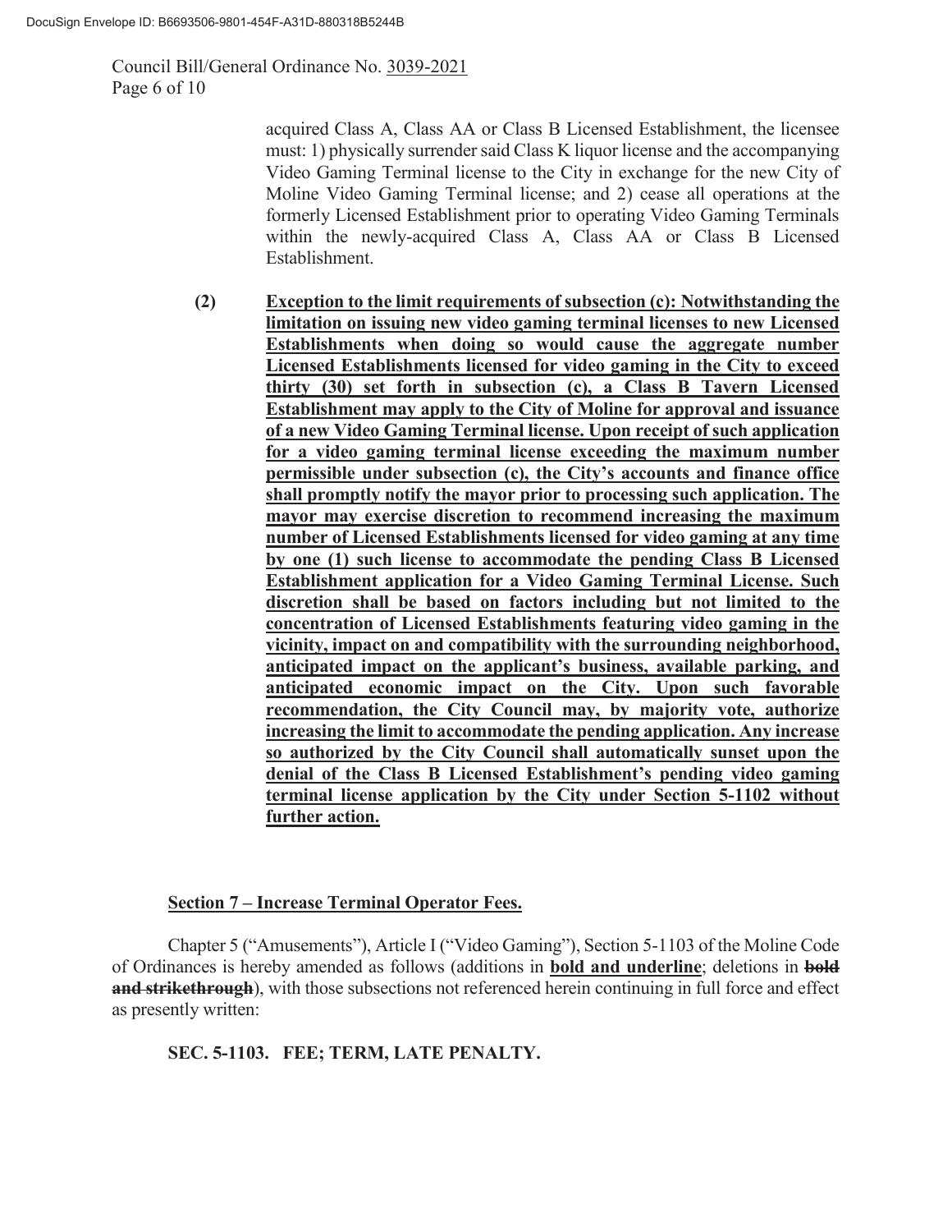acquired Class A, Class AA or Class B Licensed Establishment, the licensee must: 1) physically surrender said Class K liquor license and the accompanying Video Gaming Terminal license to the City in exchange for the new City of Moline Video Gaming Terminal license; and 2) cease all operations at the formerly Licensed Establishment prior to operating Video Gaming Terminals within the newly-acquired Class A, Class AA or Class B Licensed Establishment.

**(2)** **<u>Exception to the limit requirements of subsection (c): Notwithstanding the limitation on issuing new video gaming terminal licenses to new Licensed Establishments when doing so would cause the aggregate number Licensed Establishments licensed for video gaming in the City to exceed thirty (30) set forth in subsection (c), a Class B Tavern Licensed Establishment may apply to the City of Moline for approval and issuance of a new Video Gaming Terminal license. Upon receipt of such application for a video gaming terminal license exceeding the maximum number permissible under subsection (c), the City's accounts and finance office shall promptly notify the mayor prior to processing such application. The mayor may exercise discretion to recommend increasing the maximum number of Licensed Establishments licensed for video gaming at any time by one (1) such license to accommodate the pending Class B Licensed Establishment application for a Video Gaming Terminal License. Such discretion shall be based on factors including but not limited to the concentration of Licensed Establishments featuring video gaming in the vicinity, impact on and compatibility with the surrounding neighborhood, anticipated impact on the applicant's business, available parking, and anticipated economic impact on the City. Upon such favorable recommendation, the City Council may, by majority vote, authorize increasing the limit to accommodate the pending application. Any increase so authorized by the City Council shall automatically sunset upon the denial of the Class B Licensed Establishment's pending video gaming terminal license application by the City under Section 5-1102 without further action.</u>**

**<u>Section 7 – Increase Terminal Operator Fees.</u>**

Chapter 5 ("Amusements"), Article I ("Video Gaming"), Section 5-1103 of the Moline Code of Ordinances is hereby amended as follows (additions in **<u>bold and underline</u>**; deletions in **~~bold and strikethrough~~**), with those subsections not referenced herein continuing in full force and effect as presently written:

**SEC. 5-1103. FEE; TERM, LATE PENALTY.**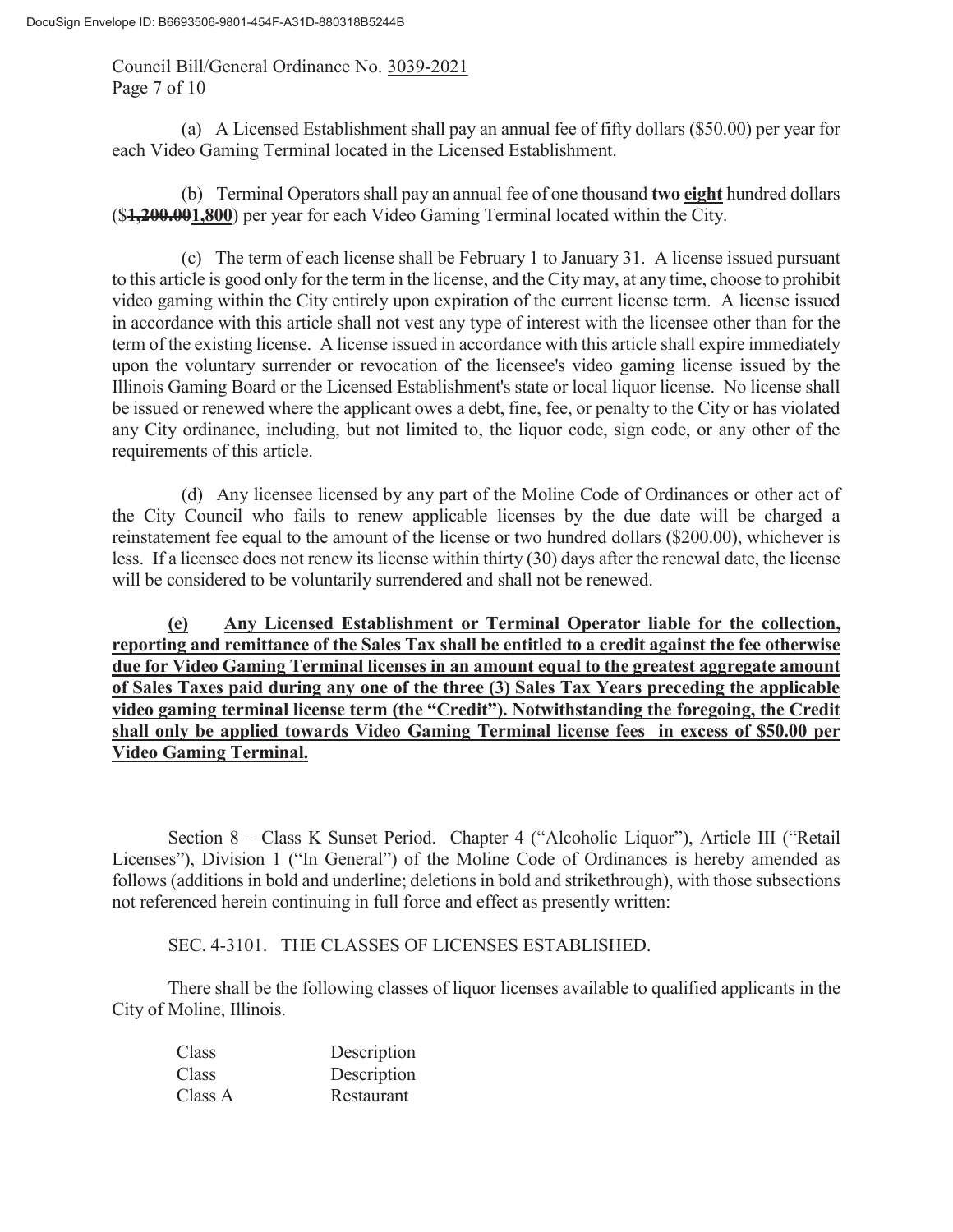(a) A Licensed Establishment shall pay an annual fee of fifty dollars ($50.00) per year for each Video Gaming Terminal located in the Licensed Establishment.

(b) Terminal Operators shall pay an annual fee of one thousand **~~two~~** **<u>eight</u>** hundred dollars ($**~~1,200.00~~<u>1,800</u>**) per year for each Video Gaming Terminal located within the City.

(c) The term of each license shall be February 1 to January 31. A license issued pursuant to this article is good only for the term in the license, and the City may, at any time, choose to prohibit video gaming within the City entirely upon expiration of the current license term. A license issued in accordance with this article shall not vest any type of interest with the licensee other than for the term of the existing license. A license issued in accordance with this article shall expire immediately upon the voluntary surrender or revocation of the licensee's video gaming license issued by the Illinois Gaming Board or the Licensed Establishment's state or local liquor license. No license shall be issued or renewed where the applicant owes a debt, fine, fee, or penalty to the City or has violated any City ordinance, including, but not limited to, the liquor code, sign code, or any other of the requirements of this article.

(d) Any licensee licensed by any part of the Moline Code of Ordinances or other act of the City Council who fails to renew applicable licenses by the due date will be charged a reinstatement fee equal to the amount of the license or two hundred dollars ($200.00), whichever is less. If a licensee does not renew its license within thirty (30) days after the renewal date, the license will be considered to be voluntarily surrendered and shall not be renewed.

**<u>(e) Any Licensed Establishment or Terminal Operator liable for the collection, reporting and remittance of the Sales Tax shall be entitled to a credit against the fee otherwise due for Video Gaming Terminal licenses in an amount equal to the greatest aggregate amount of Sales Taxes paid during any one of the three (3) Sales Tax Years preceding the applicable video gaming terminal license term (the "Credit"). Notwithstanding the foregoing, the Credit shall only be applied towards Video Gaming Terminal license fees in excess of $50.00 per Video Gaming Terminal.</u>**

Section 8 – Class K Sunset Period. Chapter 4 ("Alcoholic Liquor"), Article III ("Retail Licenses"), Division 1 ("In General") of the Moline Code of Ordinances is hereby amended as follows (additions in bold and underline; deletions in bold and strikethrough), with those subsections not referenced herein continuing in full force and effect as presently written:

SEC. 4-3101. THE CLASSES OF LICENSES ESTABLISHED.

There shall be the following classes of liquor licenses available to qualified applicants in the City of Moline, Illinois.

| Class | Description |
|---|---|
| Class | Description |
| Class A | Restaurant |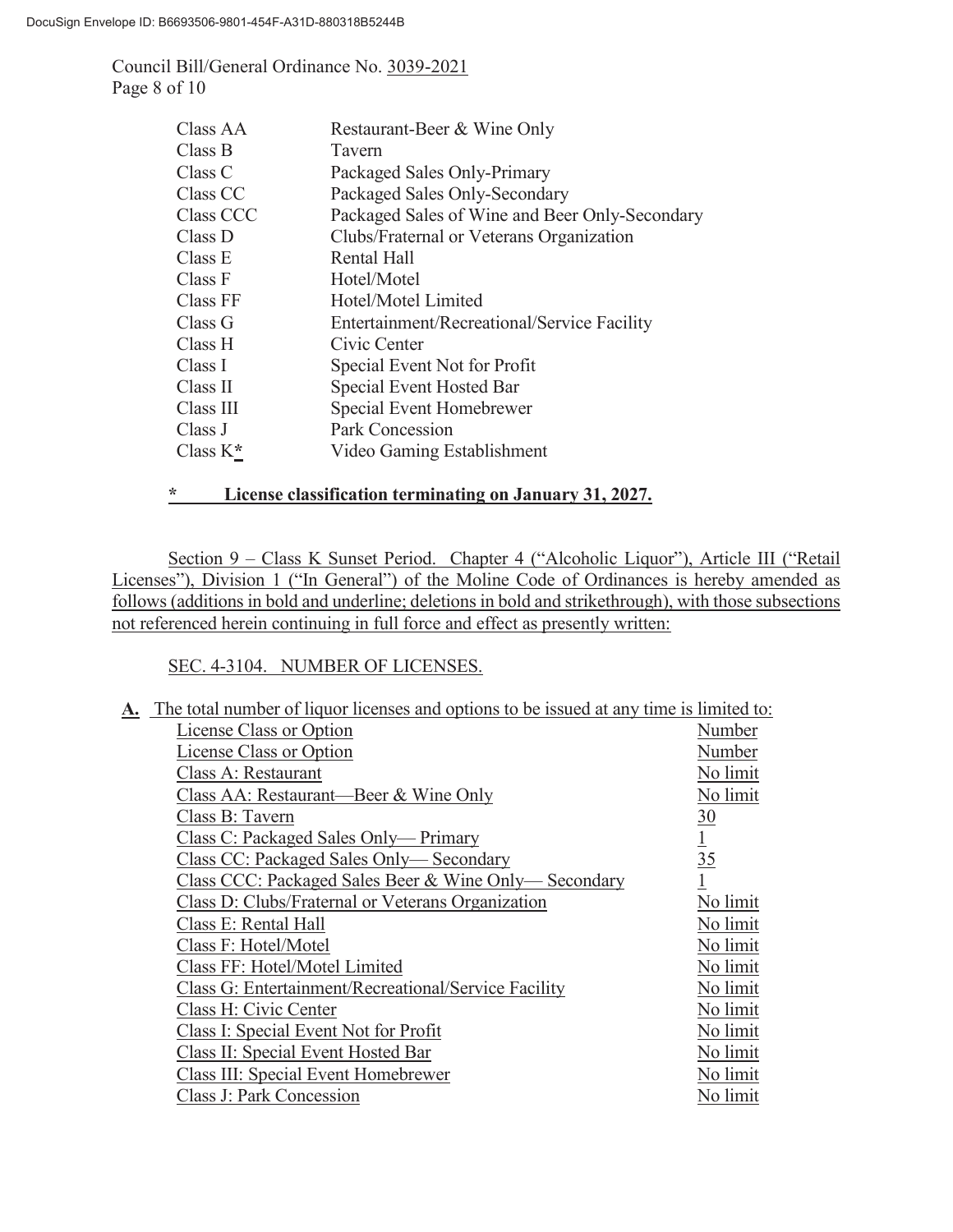DocuSign Envelope ID: B6693506-9801-454F-A31D-880318B5244B

Council Bill/General Ordinance No. 3039-2021
Page 8 of 10

| | |
|---|---|
| Class AA | Restaurant-Beer & Wine Only |
| Class B | Tavern |
| Class C | Packaged Sales Only-Primary |
| Class CC | Packaged Sales Only-Secondary |
| Class CCC | Packaged Sales of Wine and Beer Only-Secondary |
| Class D | Clubs/Fraternal or Veterans Organization |
| Class E | Rental Hall |
| Class F | Hotel/Motel |
| Class FF | Hotel/Motel Limited |
| Class G | Entertainment/Recreational/Service Facility |
| Class H | Civic Center |
| Class I | Special Event Not for Profit |
| Class II | Special Event Hosted Bar |
| Class III | Special Event Homebrewer |
| Class J | Park Concession |
| Class K**\*** | Video Gaming Establishment |

**\* License classification terminating on January 31, 2027.**

Section 9 – Class K Sunset Period. Chapter 4 ("Alcoholic Liquor"), Article III ("Retail Licenses"), Division 1 ("In General") of the Moline Code of Ordinances is hereby amended as follows (additions in bold and underline; deletions in bold and strikethrough), with those subsections not referenced herein continuing in full force and effect as presently written:

SEC. 4-3104. NUMBER OF LICENSES.

**A.** The total number of liquor licenses and options to be issued at any time is limited to:

| License Class or Option | Number |
|---|---|
| License Class or Option | Number |
| Class A: Restaurant | No limit |
| Class AA: Restaurant—Beer & Wine Only | No limit |
| Class B: Tavern | 30 |
| Class C: Packaged Sales Only— Primary | 1 |
| Class CC: Packaged Sales Only— Secondary | 35 |
| Class CCC: Packaged Sales Beer & Wine Only— Secondary | 1 |
| Class D: Clubs/Fraternal or Veterans Organization | No limit |
| Class E: Rental Hall | No limit |
| Class F: Hotel/Motel | No limit |
| Class FF: Hotel/Motel Limited | No limit |
| Class G: Entertainment/Recreational/Service Facility | No limit |
| Class H: Civic Center | No limit |
| Class I: Special Event Not for Profit | No limit |
| Class II: Special Event Hosted Bar | No limit |
| Class III: Special Event Homebrewer | No limit |
| Class J: Park Concession | No limit |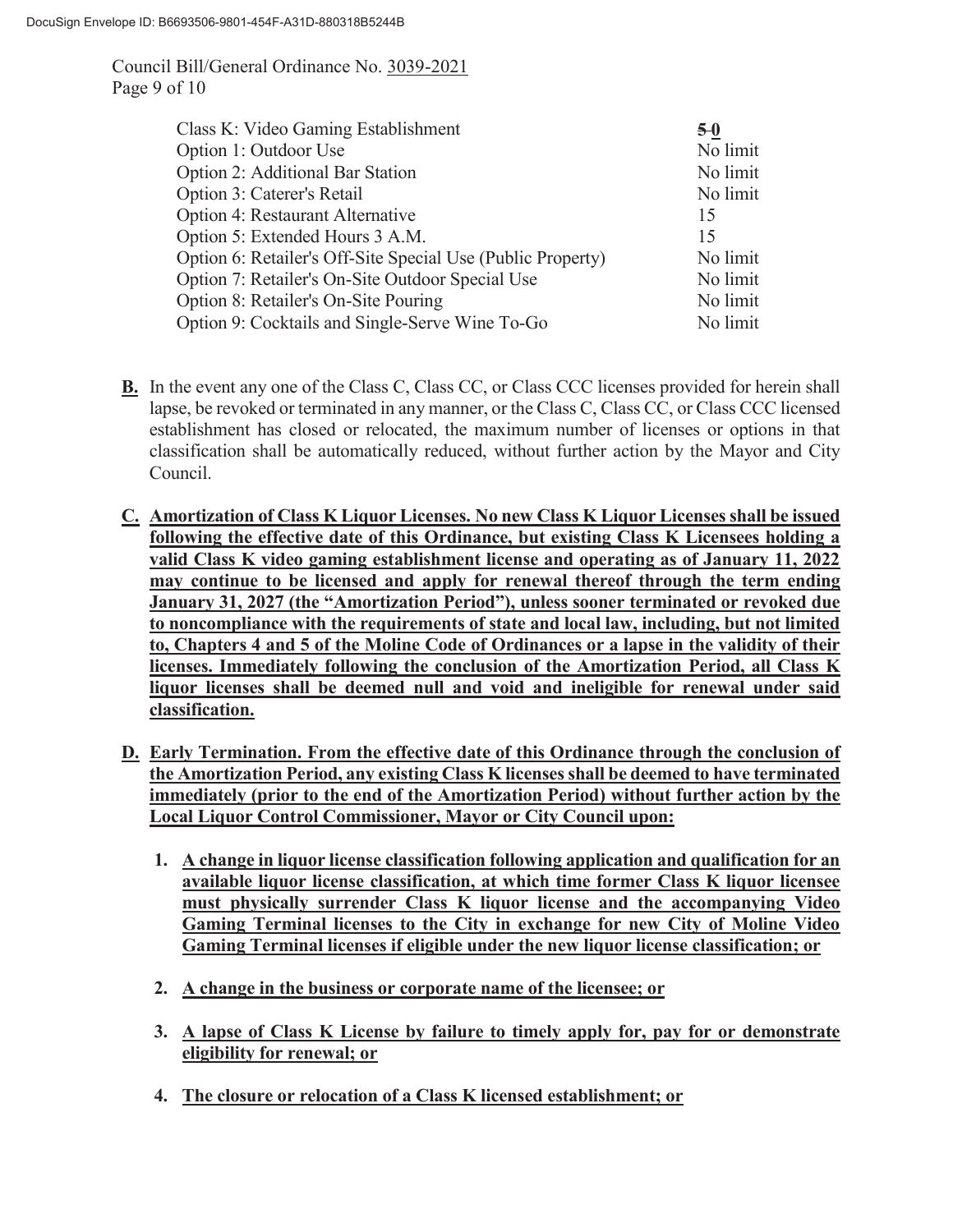Council Bill/General Ordinance No. 3039-2021

| | |
|---|---|
| Class K: Video Gaming Establishment | ~~5~~ **0** |
| Option 1: Outdoor Use | No limit |
| Option 2: Additional Bar Station | No limit |
| Option 3: Caterer's Retail | No limit |
| Option 4: Restaurant Alternative | 15 |
| Option 5: Extended Hours 3 A.M. | 15 |
| Option 6: Retailer's Off-Site Special Use (Public Property) | No limit |
| Option 7: Retailer's On-Site Outdoor Special Use | No limit |
| Option 8: Retailer's On-Site Pouring | No limit |
| Option 9: Cocktails and Single-Serve Wine To-Go | No limit |

**B.** In the event any one of the Class C, Class CC, or Class CCC licenses provided for herein shall lapse, be revoked or terminated in any manner, or the Class C, Class CC, or Class CCC licensed establishment has closed or relocated, the maximum number of licenses or options in that classification shall be automatically reduced, without further action by the Mayor and City Council.

**C. Amortization of Class K Liquor Licenses. No new Class K Liquor Licenses shall be issued following the effective date of this Ordinance, but existing Class K Licensees holding a valid Class K video gaming establishment license and operating as of January 11, 2022 may continue to be licensed and apply for renewal thereof through the term ending January 31, 2027 (the "Amortization Period"), unless sooner terminated or revoked due to noncompliance with the requirements of state and local law, including, but not limited to, Chapters 4 and 5 of the Moline Code of Ordinances or a lapse in the validity of their licenses. Immediately following the conclusion of the Amortization Period, all Class K liquor licenses shall be deemed null and void and ineligible for renewal under said classification.**

**D. Early Termination. From the effective date of this Ordinance through the conclusion of the Amortization Period, any existing Class K licenses shall be deemed to have terminated immediately (prior to the end of the Amortization Period) without further action by the Local Liquor Control Commissioner, Mayor or City Council upon:**

1. **A change in liquor license classification following application and qualification for an available liquor license classification, at which time former Class K liquor licensee must physically surrender Class K liquor license and the accompanying Video Gaming Terminal licenses to the City in exchange for new City of Moline Video Gaming Terminal licenses if eligible under the new liquor license classification; or**

2. **A change in the business or corporate name of the licensee; or**

3. **A lapse of Class K License by failure to timely apply for, pay for or demonstrate eligibility for renewal; or**

4. **The closure or relocation of a Class K licensed establishment; or**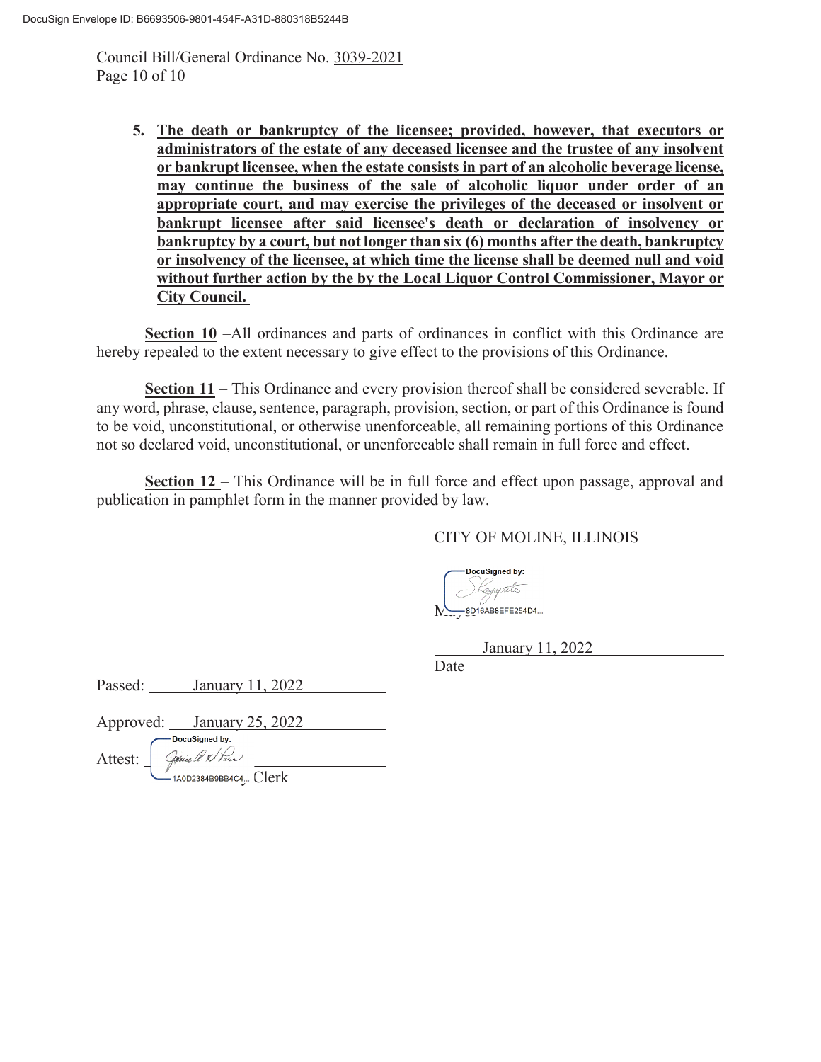5. **The death or bankruptcy of the licensee; provided, however, that executors or administrators of the estate of any deceased licensee and the trustee of any insolvent or bankrupt licensee, when the estate consists in part of an alcoholic beverage license, may continue the business of the sale of alcoholic liquor under order of an appropriate court, and may exercise the privileges of the deceased or insolvent or bankrupt licensee after said licensee's death or declaration of insolvency or bankruptcy by a court, but not longer than six (6) months after the death, bankruptcy or insolvency of the licensee, at which time the license shall be deemed null and void without further action by the by the Local Liquor Control Commissioner, Mayor or City Council.**

**Section 10** –All ordinances and parts of ordinances in conflict with this Ordinance are hereby repealed to the extent necessary to give effect to the provisions of this Ordinance.

**Section 11** – This Ordinance and every provision thereof shall be considered severable. If any word, phrase, clause, sentence, paragraph, provision, section, or part of this Ordinance is found to be void, unconstitutional, or otherwise unenforceable, all remaining portions of this Ordinance not so declared void, unconstitutional, or unenforceable shall remain in full force and effect.

**Section 12** – This Ordinance will be in full force and effect upon passage, approval and publication in pamphlet form in the manner provided by law.

CITY OF MOLINE, ILLINOIS

DocuSigned by:
8D16AB8EFE254D4...
Mayor

January 11, 2022
Date

Passed: January 11, 2022

Approved: January 25, 2022

Attest: DocuSigned by:
1A0D2384B9BB4C4... Clerk